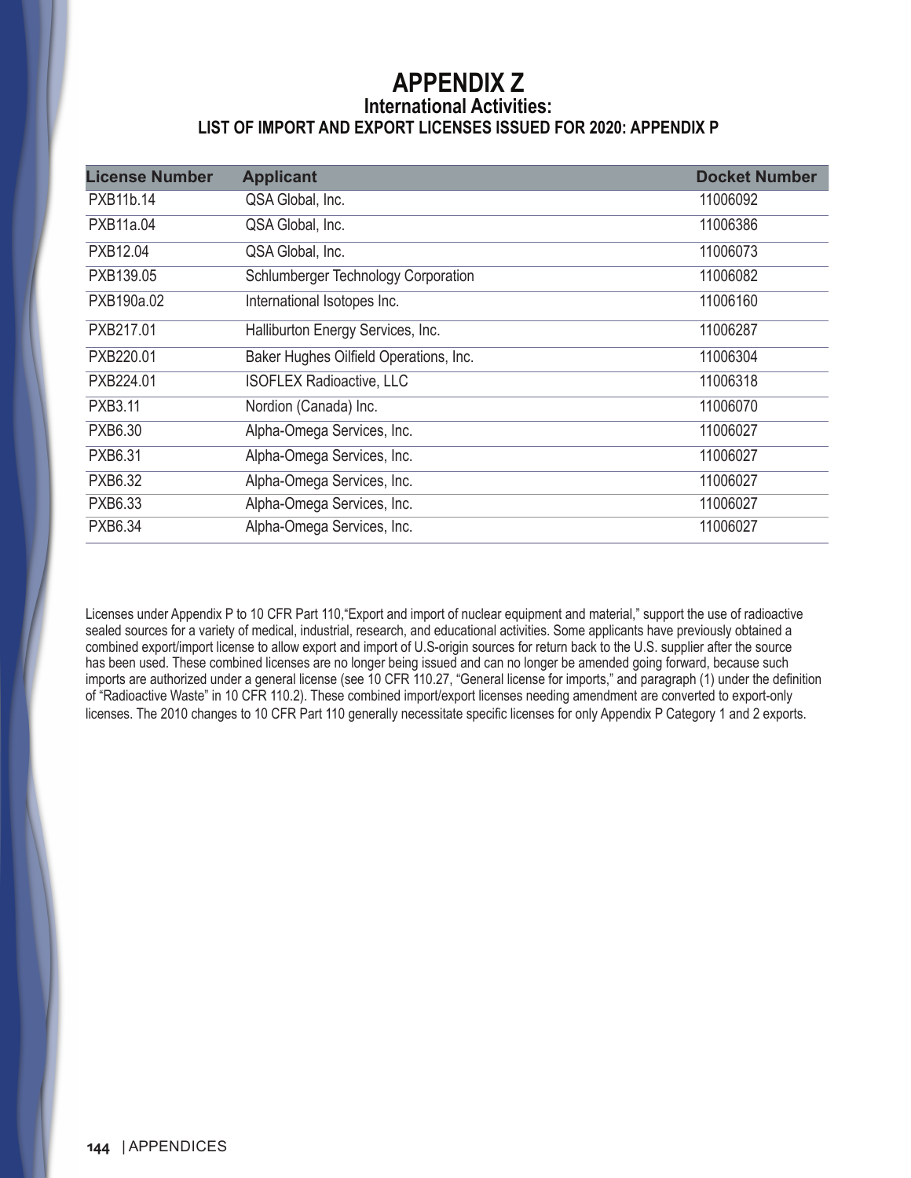# APPENDIX Z

## International Activities:

### LIST OF IMPORT AND EXPORT LICENSES ISSUED FOR 2020: APPENDIX P

| License Number | Applicant | Docket Number |
| --- | --- | --- |
| PXB11b.14 | QSA Global, Inc. | 11006092 |
| PXB11a.04 | QSA Global, Inc. | 11006386 |
| PXB12.04 | QSA Global, Inc. | 11006073 |
| PXB139.05 | Schlumberger Technology Corporation | 11006082 |
| PXB190a.02 | International Isotopes Inc. | 11006160 |
| PXB217.01 | Halliburton Energy Services, Inc. | 11006287 |
| PXB220.01 | Baker Hughes Oilfield Operations, Inc. | 11006304 |
| PXB224.01 | ISOFLEX Radioactive, LLC | 11006318 |
| PXB3.11 | Nordion (Canada) Inc. | 11006070 |
| PXB6.30 | Alpha-Omega Services, Inc. | 11006027 |
| PXB6.31 | Alpha-Omega Services, Inc. | 11006027 |
| PXB6.32 | Alpha-Omega Services, Inc. | 11006027 |
| PXB6.33 | Alpha-Omega Services, Inc. | 11006027 |
| PXB6.34 | Alpha-Omega Services, Inc. | 11006027 |

Licenses under Appendix P to 10 CFR Part 110,"Export and import of nuclear equipment and material," support the use of radioactive sealed sources for a variety of medical, industrial, research, and educational activities. Some applicants have previously obtained a combined export/import license to allow export and import of U.S-origin sources for return back to the U.S. supplier after the source has been used. These combined licenses are no longer being issued and can no longer be amended going forward, because such imports are authorized under a general license (see 10 CFR 110.27, "General license for imports," and paragraph (1) under the definition of "Radioactive Waste" in 10 CFR 110.2). These combined import/export licenses needing amendment are converted to export-only licenses. The 2010 changes to 10 CFR Part 110 generally necessitate specific licenses for only Appendix P Category 1 and 2 exports.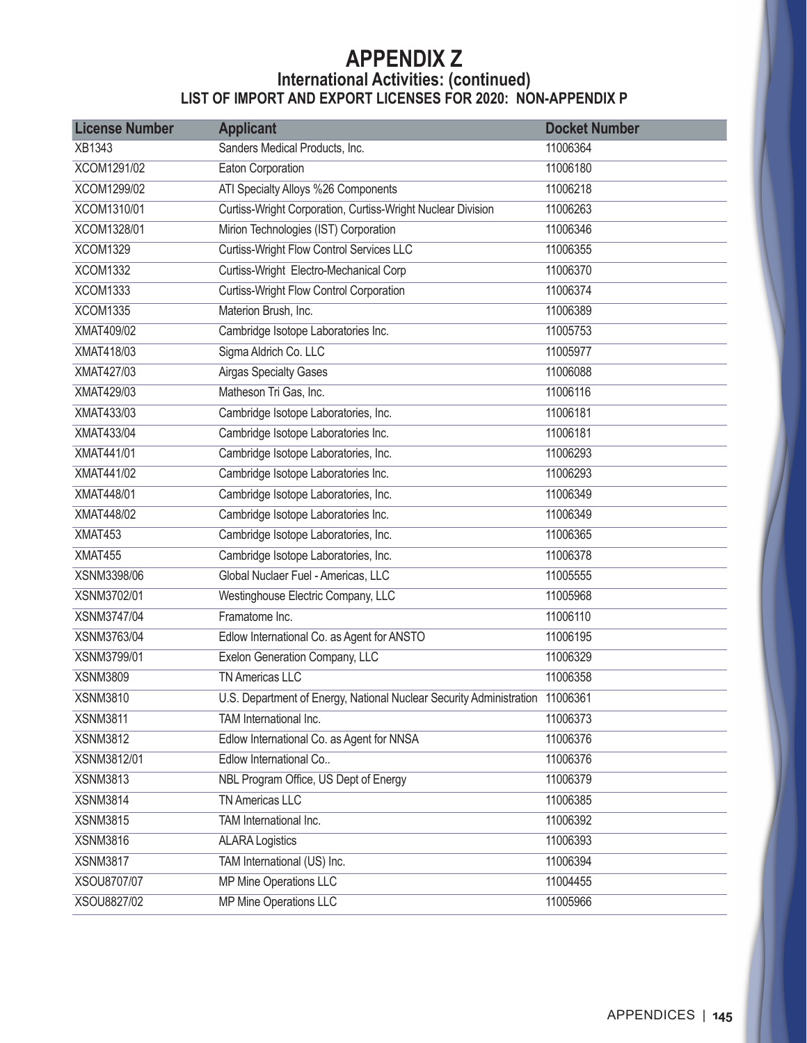# APPENDIX Z

## International Activities: (continued)

### LIST OF IMPORT AND EXPORT LICENSES FOR 2020: NON-APPENDIX P

| License Number | Applicant | Docket Number |
|---|---|---|
| XB1343 | Sanders Medical Products, Inc. | 11006364 |
| XCOM1291/02 | Eaton Corporation | 11006180 |
| XCOM1299/02 | ATI Specialty Alloys %26 Components | 11006218 |
| XCOM1310/01 | Curtiss-Wright Corporation, Curtiss-Wright Nuclear Division | 11006263 |
| XCOM1328/01 | Mirion Technologies (IST) Corporation | 11006346 |
| XCOM1329 | Curtiss-Wright Flow Control Services LLC | 11006355 |
| XCOM1332 | Curtiss-Wright Electro-Mechanical Corp | 11006370 |
| XCOM1333 | Curtiss-Wright Flow Control Corporation | 11006374 |
| XCOM1335 | Materion Brush, Inc. | 11006389 |
| XMAT409/02 | Cambridge Isotope Laboratories Inc. | 11005753 |
| XMAT418/03 | Sigma Aldrich Co. LLC | 11005977 |
| XMAT427/03 | Airgas Specialty Gases | 11006088 |
| XMAT429/03 | Matheson Tri Gas, Inc. | 11006116 |
| XMAT433/03 | Cambridge Isotope Laboratories, Inc. | 11006181 |
| XMAT433/04 | Cambridge Isotope Laboratories Inc. | 11006181 |
| XMAT441/01 | Cambridge Isotope Laboratories, Inc. | 11006293 |
| XMAT441/02 | Cambridge Isotope Laboratories Inc. | 11006293 |
| XMAT448/01 | Cambridge Isotope Laboratories, Inc. | 11006349 |
| XMAT448/02 | Cambridge Isotope Laboratories Inc. | 11006349 |
| XMAT453 | Cambridge Isotope Laboratories, Inc. | 11006365 |
| XMAT455 | Cambridge Isotope Laboratories, Inc. | 11006378 |
| XSNM3398/06 | Global Nuclaer Fuel - Americas, LLC | 11005555 |
| XSNM3702/01 | Westinghouse Electric Company, LLC | 11005968 |
| XSNM3747/04 | Framatome Inc. | 11006110 |
| XSNM3763/04 | Edlow International Co. as Agent for ANSTO | 11006195 |
| XSNM3799/01 | Exelon Generation Company, LLC | 11006329 |
| XSNM3809 | TN Americas LLC | 11006358 |
| XSNM3810 | U.S. Department of Energy, National Nuclear Security Administration | 11006361 |
| XSNM3811 | TAM International Inc. | 11006373 |
| XSNM3812 | Edlow International Co. as Agent for NNSA | 11006376 |
| XSNM3812/01 | Edlow International Co.. | 11006376 |
| XSNM3813 | NBL Program Office, US Dept of Energy | 11006379 |
| XSNM3814 | TN Americas LLC | 11006385 |
| XSNM3815 | TAM International Inc. | 11006392 |
| XSNM3816 | ALARA Logistics | 11006393 |
| XSNM3817 | TAM International (US) Inc. | 11006394 |
| XSOU8707/07 | MP Mine Operations LLC | 11004455 |
| XSOU8827/02 | MP Mine Operations LLC | 11005966 |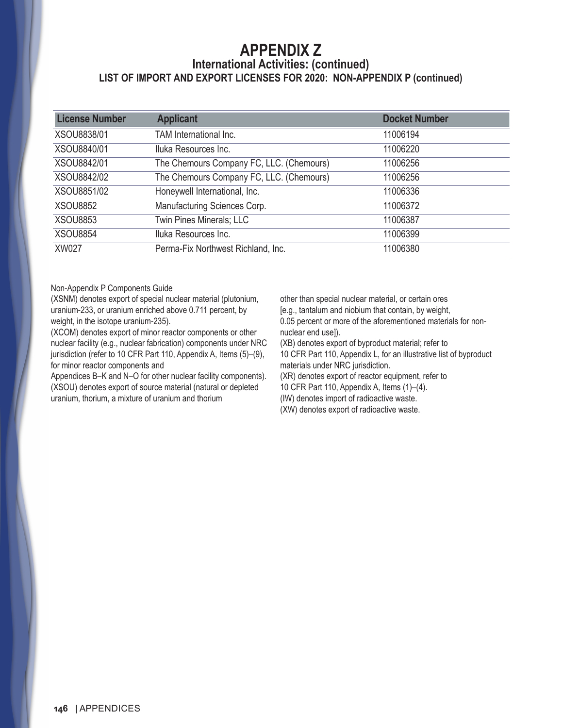# APPENDIX Z

## International Activities: (continued)

### LIST OF IMPORT AND EXPORT LICENSES FOR 2020: NON-APPENDIX P (continued)

| License Number | Applicant | Docket Number |
|---|---|---|
| XSOU8838/01 | TAM International Inc. | 11006194 |
| XSOU8840/01 | Iluka Resources Inc. | 11006220 |
| XSOU8842/01 | The Chemours Company FC, LLC. (Chemours) | 11006256 |
| XSOU8842/02 | The Chemours Company FC, LLC. (Chemours) | 11006256 |
| XSOU8851/02 | Honeywell International, Inc. | 11006336 |
| XSOU8852 | Manufacturing Sciences Corp. | 11006372 |
| XSOU8853 | Twin Pines Minerals; LLC | 11006387 |
| XSOU8854 | Iluka Resources Inc. | 11006399 |
| XW027 | Perma-Fix Northwest Richland, Inc. | 11006380 |

Non-Appendix P Components Guide

(XSNM) denotes export of special nuclear material (plutonium, uranium-233, or uranium enriched above 0.711 percent, by weight, in the isotope uranium-235).

(XCOM) denotes export of minor reactor components or other nuclear facility (e.g., nuclear fabrication) components under NRC jurisdiction (refer to 10 CFR Part 110, Appendix A, Items (5)–(9), for minor reactor components and Appendices B–K and N–O for other nuclear facility components).

(XSOU) denotes export of source material (natural or depleted uranium, thorium, a mixture of uranium and thorium other than special nuclear material, or certain ores [e.g., tantalum and niobium that contain, by weight, 0.05 percent or more of the aforementioned materials for non-nuclear end use]).

(XB) denotes export of byproduct material; refer to 10 CFR Part 110, Appendix L, for an illustrative list of byproduct materials under NRC jurisdiction.

(XR) denotes export of reactor equipment, refer to 10 CFR Part 110, Appendix A, Items (1)–(4).

(IW) denotes import of radioactive waste.

(XW) denotes export of radioactive waste.